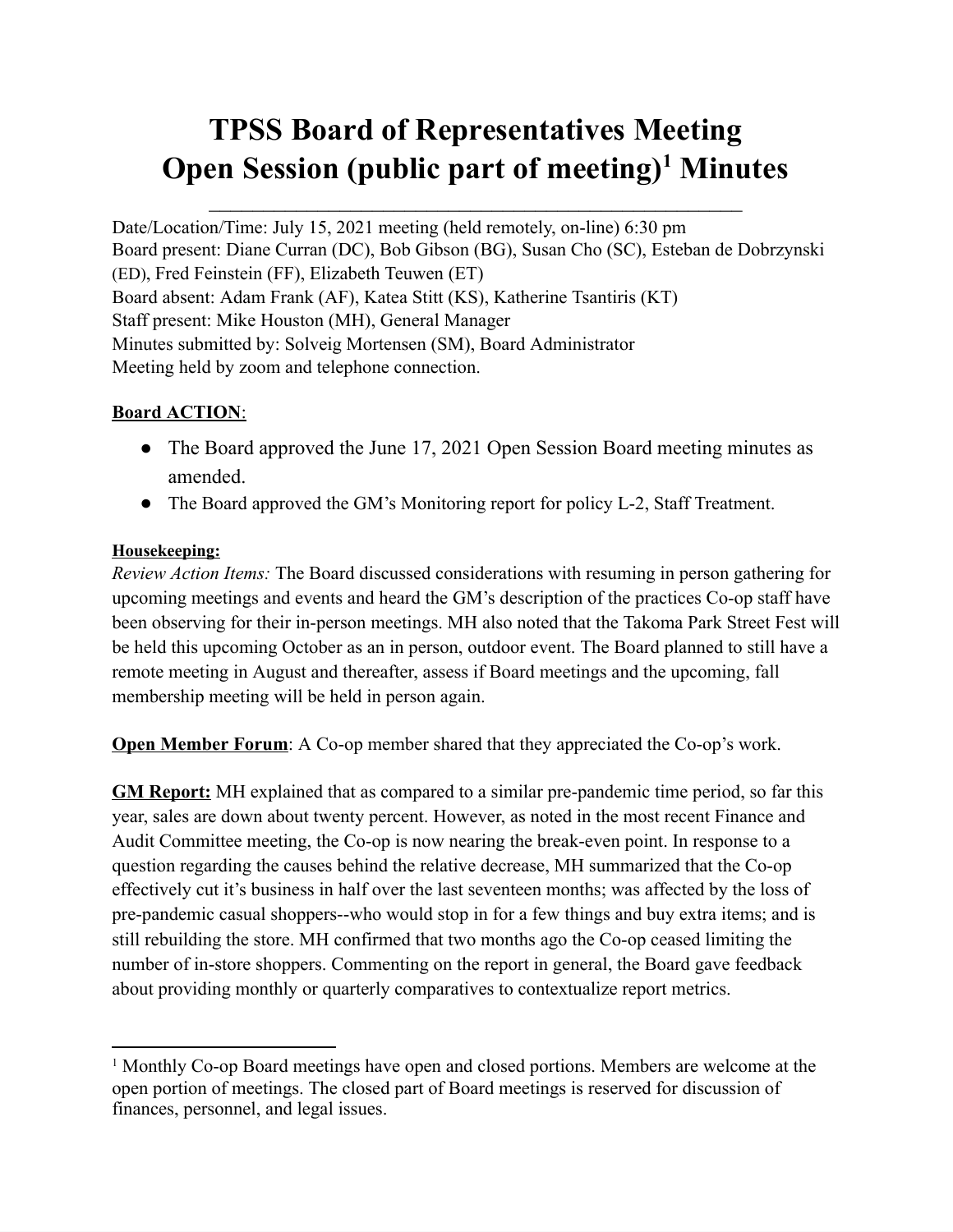# TPSS Board of Representatives Meeting Open Session (public part of meeting)[1] Minutes

Date/Location/Time: July 15, 2021 meeting (held remotely, on-line) 6:30 pm
Board present: Diane Curran (DC), Bob Gibson (BG), Susan Cho (SC), Esteban de Dobrzynski (ED), Fred Feinstein (FF), Elizabeth Teuwen (ET)
Board absent: Adam Frank (AF), Katea Stitt (KS), Katherine Tsantiris (KT)
Staff present: Mike Houston (MH), General Manager
Minutes submitted by: Solveig Mortensen (SM), Board Administrator
Meeting held by zoom and telephone connection.

**Board ACTION**:

- The Board approved the June 17, 2021 Open Session Board meeting minutes as amended.
- The Board approved the GM's Monitoring report for policy L-2, Staff Treatment.

**Housekeeping:**

*Review Action Items:* The Board discussed considerations with resuming in person gathering for upcoming meetings and events and heard the GM's description of the practices Co-op staff have been observing for their in-person meetings. MH also noted that the Takoma Park Street Fest will be held this upcoming October as an in person, outdoor event. The Board planned to still have a remote meeting in August and thereafter, assess if Board meetings and the upcoming, fall membership meeting will be held in person again.

**Open Member Forum**: A Co-op member shared that they appreciated the Co-op's work.

**GM Report:** MH explained that as compared to a similar pre-pandemic time period, so far this year, sales are down about twenty percent. However, as noted in the most recent Finance and Audit Committee meeting, the Co-op is now nearing the break-even point. In response to a question regarding the causes behind the relative decrease, MH summarized that the Co-op effectively cut it's business in half over the last seventeen months; was affected by the loss of pre-pandemic casual shoppers--who would stop in for a few things and buy extra items; and is still rebuilding the store. MH confirmed that two months ago the Co-op ceased limiting the number of in-store shoppers. Commenting on the report in general, the Board gave feedback about providing monthly or quarterly comparatives to contextualize report metrics.

---

[1] Monthly Co-op Board meetings have open and closed portions. Members are welcome at the open portion of meetings. The closed part of Board meetings is reserved for discussion of finances, personnel, and legal issues.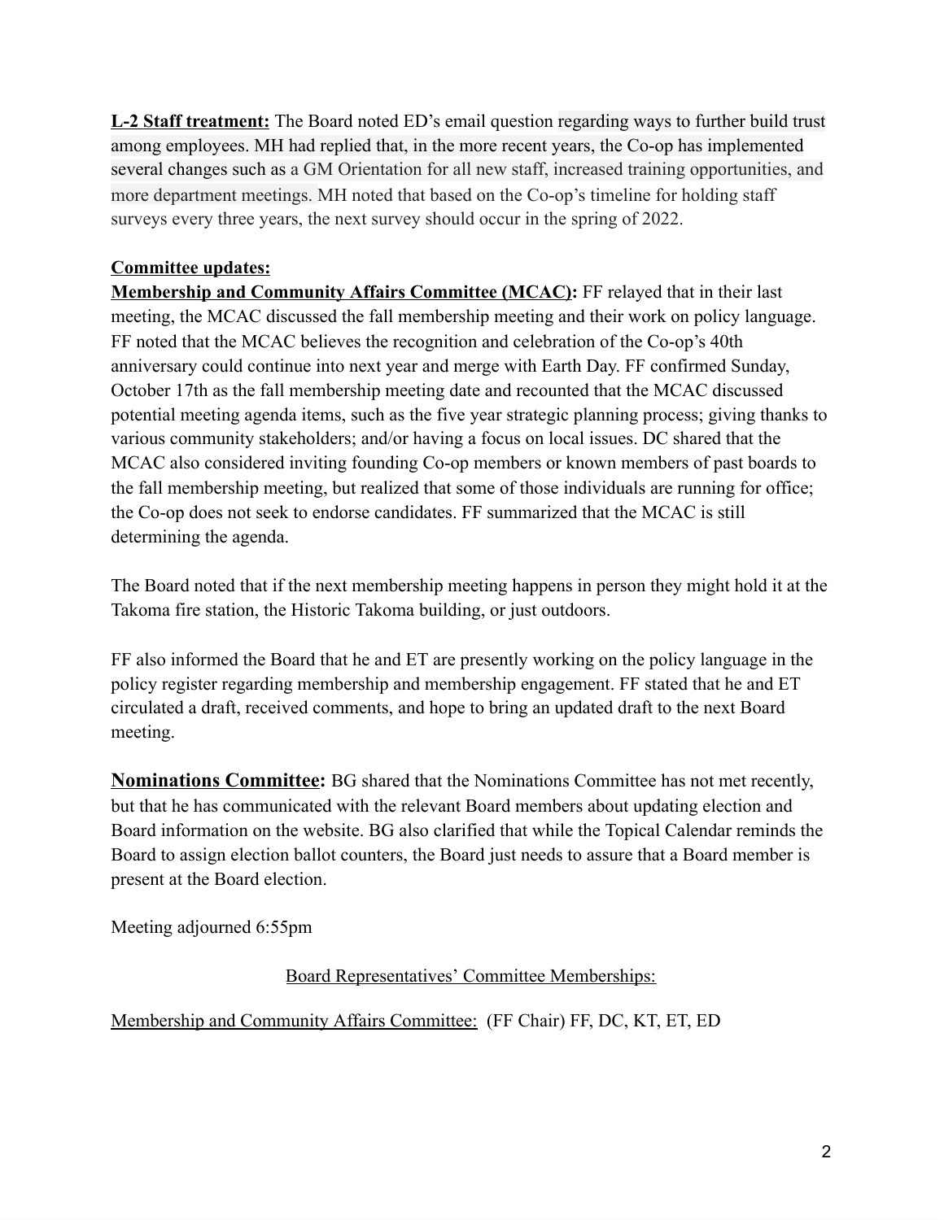**L-2 Staff treatment:** The Board noted ED's email question regarding ways to further build trust among employees. MH had replied that, in the more recent years, the Co-op has implemented several changes such as a GM Orientation for all new staff, increased training opportunities, and more department meetings. MH noted that based on the Co-op's timeline for holding staff surveys every three years, the next survey should occur in the spring of 2022.

**Committee updates:**

**Membership and Community Affairs Committee (MCAC):** FF relayed that in their last meeting, the MCAC discussed the fall membership meeting and their work on policy language. FF noted that the MCAC believes the recognition and celebration of the Co-op's 40th anniversary could continue into next year and merge with Earth Day. FF confirmed Sunday, October 17th as the fall membership meeting date and recounted that the MCAC discussed potential meeting agenda items, such as the five year strategic planning process; giving thanks to various community stakeholders; and/or having a focus on local issues. DC shared that the MCAC also considered inviting founding Co-op members or known members of past boards to the fall membership meeting, but realized that some of those individuals are running for office; the Co-op does not seek to endorse candidates. FF summarized that the MCAC is still determining the agenda.

The Board noted that if the next membership meeting happens in person they might hold it at the Takoma fire station, the Historic Takoma building, or just outdoors.

FF also informed the Board that he and ET are presently working on the policy language in the policy register regarding membership and membership engagement. FF stated that he and ET circulated a draft, received comments, and hope to bring an updated draft to the next Board meeting.

**Nominations Committee:** BG shared that the Nominations Committee has not met recently, but that he has communicated with the relevant Board members about updating election and Board information on the website. BG also clarified that while the Topical Calendar reminds the Board to assign election ballot counters, the Board just needs to assure that a Board member is present at the Board election.

Meeting adjourned 6:55pm

Board Representatives' Committee Memberships:

Membership and Community Affairs Committee: (FF Chair) FF, DC, KT, ET, ED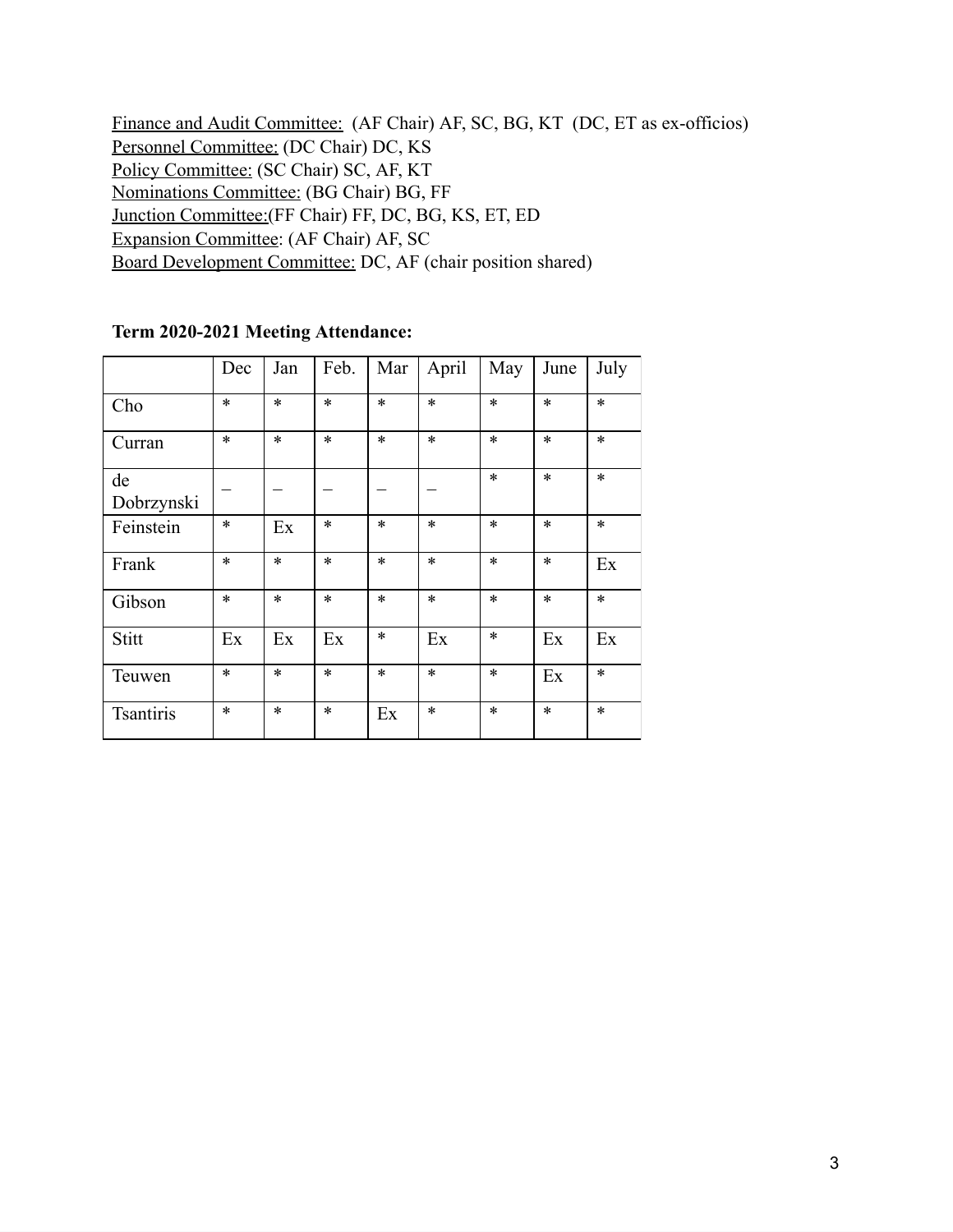<u>Finance and Audit Committee:</u> (AF Chair) AF, SC, BG, KT (DC, ET as ex-officios)
<u>Personnel Committee:</u> (DC Chair) DC, KS
<u>Policy Committee:</u> (SC Chair) SC, AF, KT
<u>Nominations Committee:</u> (BG Chair) BG, FF
<u>Junction Committee:</u>(FF Chair) FF, DC, BG, KS, ET, ED
<u>Expansion Committee</u>: (AF Chair) AF, SC
<u>Board Development Committee:</u> DC, AF (chair position shared)

**Term 2020-2021 Meeting Attendance:**

| | Dec | Jan | Feb. | Mar | April | May | June | July |
|---|---|---|---|---|---|---|---|---|
| Cho | * | * | * | * | * | * | * | * |
| Curran | * | * | * | * | * | * | * | * |
| de Dobrzynski | _ | _ | _ | _ | _ | * | * | * |
| Feinstein | * | Ex | * | * | * | * | * | * |
| Frank | * | * | * | * | * | * | * | Ex |
| Gibson | * | * | * | * | * | * | * | * |
| Stitt | Ex | Ex | Ex | * | Ex | * | Ex | Ex |
| Teuwen | * | * | * | * | * | * | Ex | * |
| Tsantiris | * | * | * | Ex | * | * | * | * |